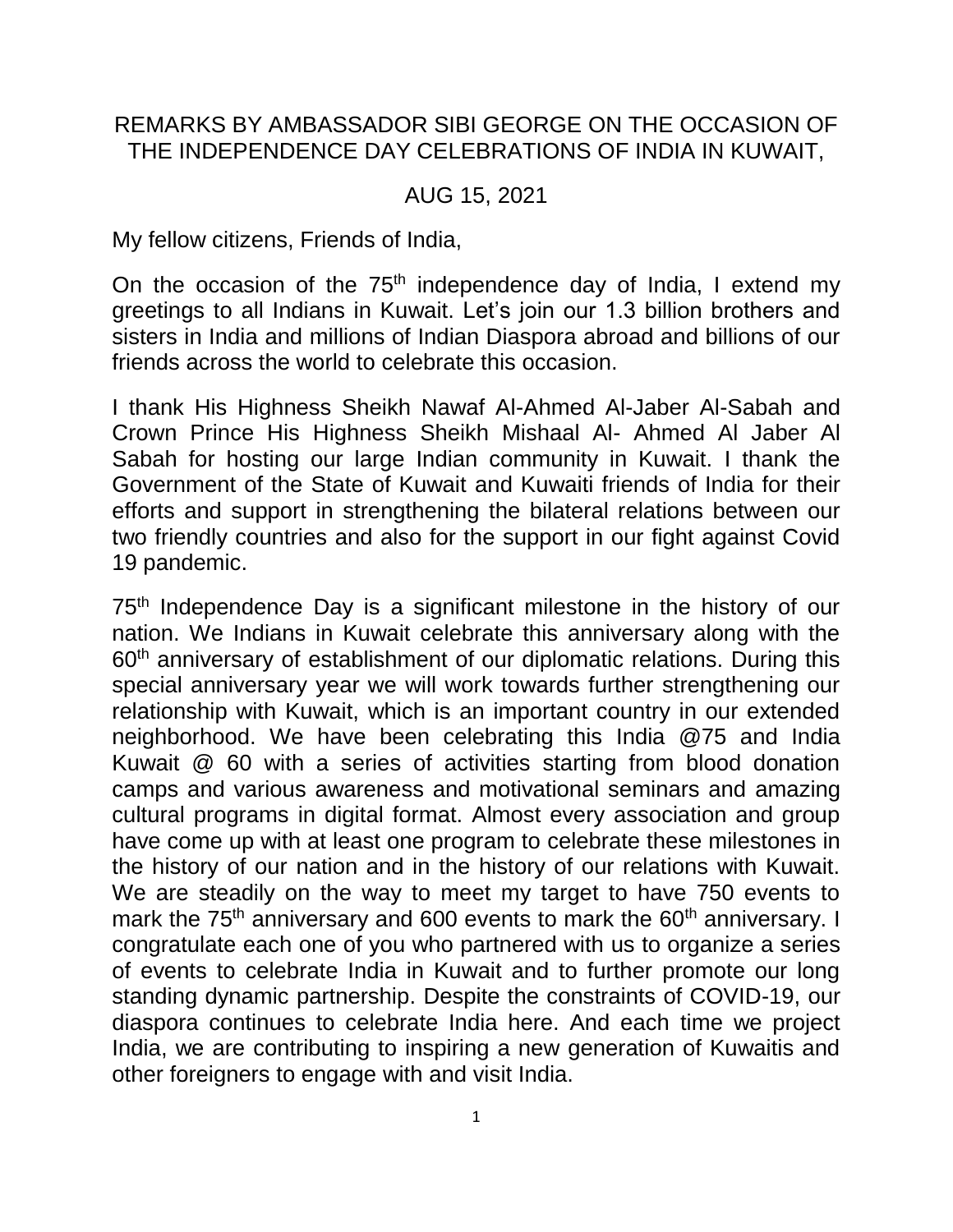# REMARKS BY AMBASSADOR SIBI GEORGE ON THE OCCASION OF THE INDEPENDENCE DAY CELEBRATIONS OF INDIA IN KUWAIT,

## AUG 15, 2021

My fellow citizens, Friends of India,

On the occasion of the 75th independence day of India, I extend my greetings to all Indians in Kuwait. Let's join our 1.3 billion brothers and sisters in India and millions of Indian Diaspora abroad and billions of our friends across the world to celebrate this occasion.

I thank His Highness Sheikh Nawaf Al-Ahmed Al-Jaber Al-Sabah and Crown Prince His Highness Sheikh Mishaal Al- Ahmed Al Jaber Al Sabah for hosting our large Indian community in Kuwait. I thank the Government of the State of Kuwait and Kuwaiti friends of India for their efforts and support in strengthening the bilateral relations between our two friendly countries and also for the support in our fight against Covid 19 pandemic.

75th Independence Day is a significant milestone in the history of our nation. We Indians in Kuwait celebrate this anniversary along with the 60th anniversary of establishment of our diplomatic relations. During this special anniversary year we will work towards further strengthening our relationship with Kuwait, which is an important country in our extended neighborhood. We have been celebrating this India @75 and India Kuwait @ 60 with a series of activities starting from blood donation camps and various awareness and motivational seminars and amazing cultural programs in digital format. Almost every association and group have come up with at least one program to celebrate these milestones in the history of our nation and in the history of our relations with Kuwait. We are steadily on the way to meet my target to have 750 events to mark the 75th anniversary and 600 events to mark the 60th anniversary. I congratulate each one of you who partnered with us to organize a series of events to celebrate India in Kuwait and to further promote our long standing dynamic partnership. Despite the constraints of COVID-19, our diaspora continues to celebrate India here. And each time we project India, we are contributing to inspiring a new generation of Kuwaitis and other foreigners to engage with and visit India.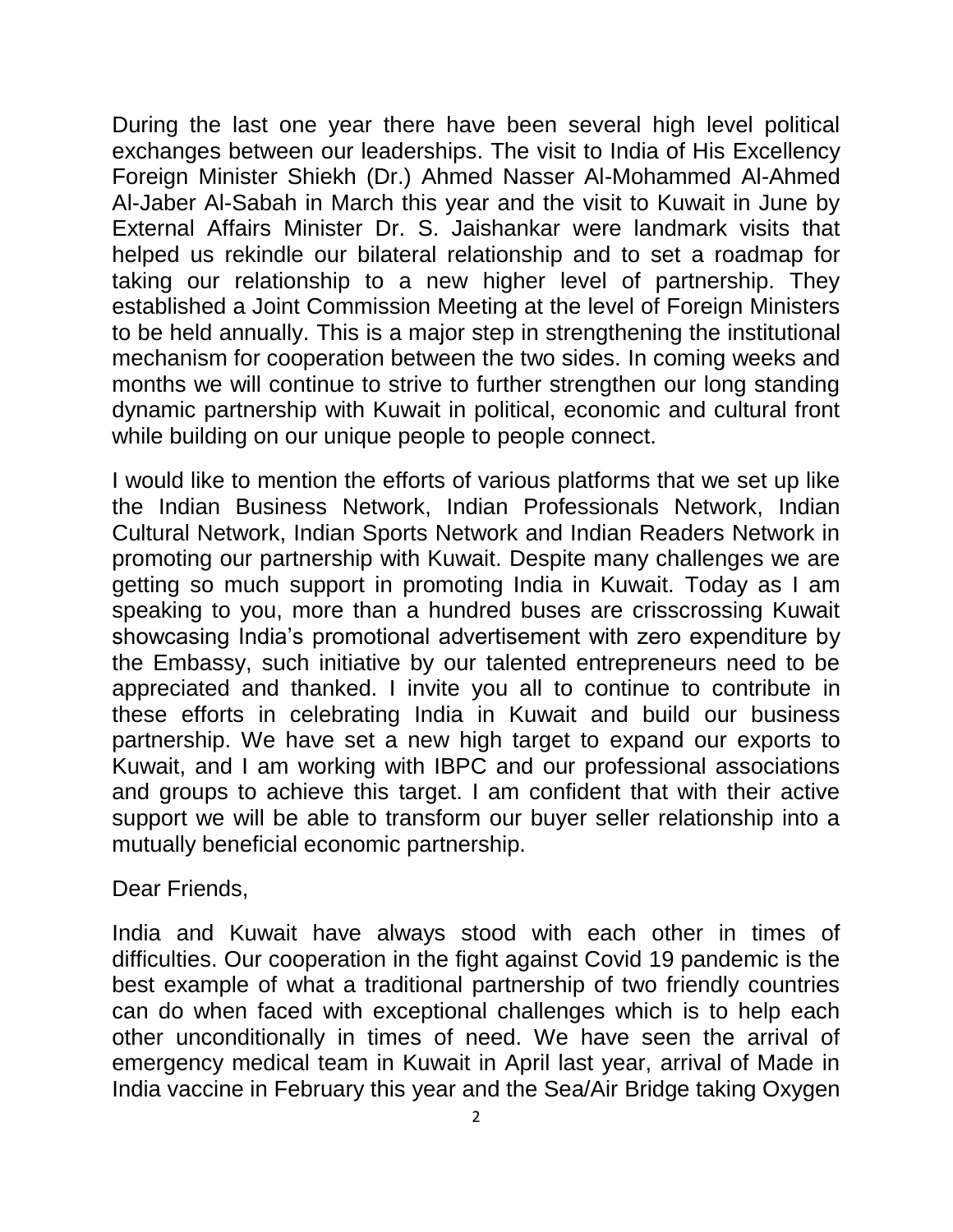During the last one year there have been several high level political exchanges between our leaderships. The visit to India of His Excellency Foreign Minister Shiekh (Dr.) Ahmed Nasser Al-Mohammed Al-Ahmed Al-Jaber Al-Sabah in March this year and the visit to Kuwait in June by External Affairs Minister Dr. S. Jaishankar were landmark visits that helped us rekindle our bilateral relationship and to set a roadmap for taking our relationship to a new higher level of partnership. They established a Joint Commission Meeting at the level of Foreign Ministers to be held annually. This is a major step in strengthening the institutional mechanism for cooperation between the two sides. In coming weeks and months we will continue to strive to further strengthen our long standing dynamic partnership with Kuwait in political, economic and cultural front while building on our unique people to people connect.

I would like to mention the efforts of various platforms that we set up like the Indian Business Network, Indian Professionals Network, Indian Cultural Network, Indian Sports Network and Indian Readers Network in promoting our partnership with Kuwait. Despite many challenges we are getting so much support in promoting India in Kuwait. Today as I am speaking to you, more than a hundred buses are crisscrossing Kuwait showcasing India's promotional advertisement with zero expenditure by the Embassy, such initiative by our talented entrepreneurs need to be appreciated and thanked. I invite you all to continue to contribute in these efforts in celebrating India in Kuwait and build our business partnership. We have set a new high target to expand our exports to Kuwait, and I am working with IBPC and our professional associations and groups to achieve this target. I am confident that with their active support we will be able to transform our buyer seller relationship into a mutually beneficial economic partnership.

Dear Friends,

India and Kuwait have always stood with each other in times of difficulties. Our cooperation in the fight against Covid 19 pandemic is the best example of what a traditional partnership of two friendly countries can do when faced with exceptional challenges which is to help each other unconditionally in times of need. We have seen the arrival of emergency medical team in Kuwait in April last year, arrival of Made in India vaccine in February this year and the Sea/Air Bridge taking Oxygen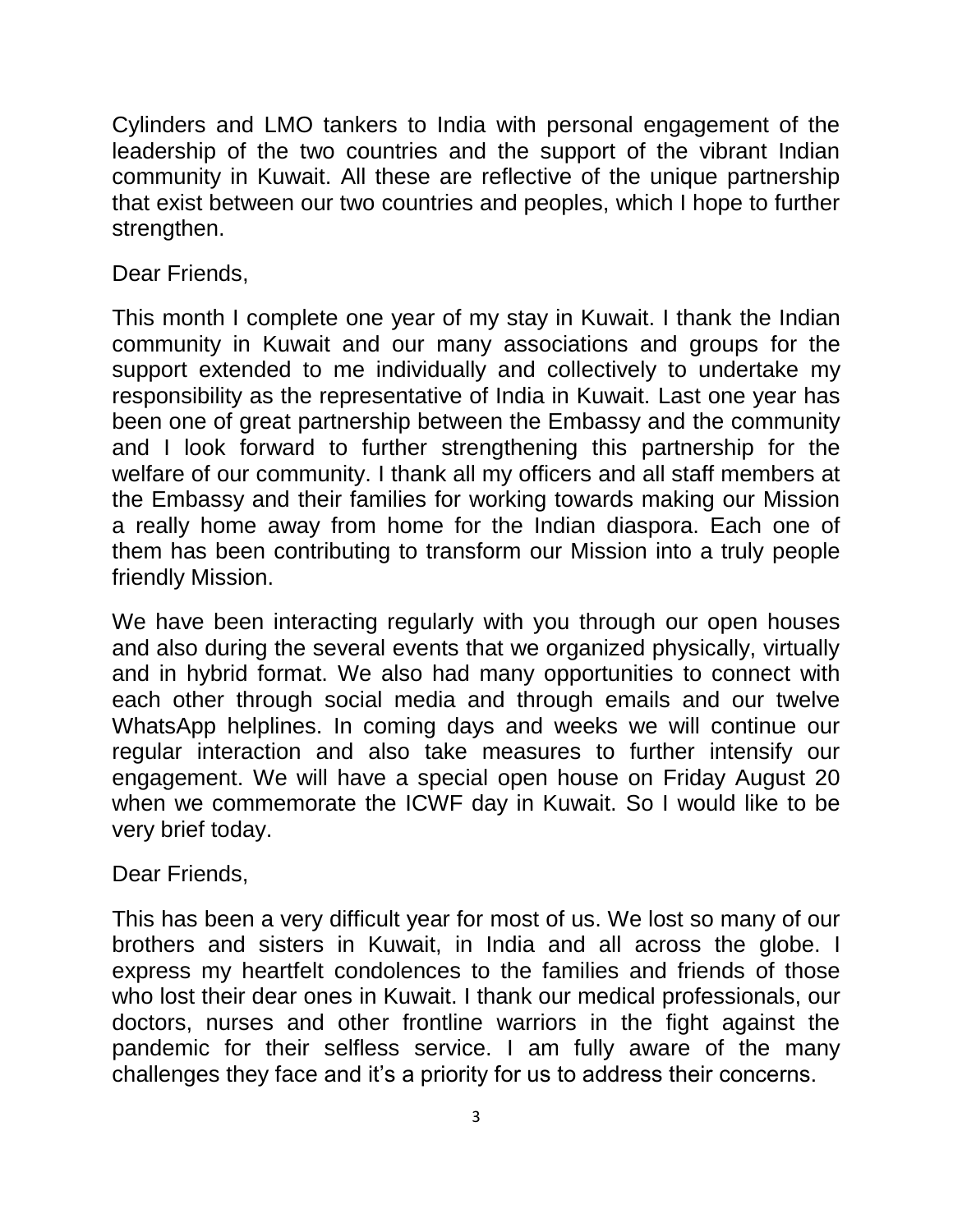Cylinders and LMO tankers to India with personal engagement of the leadership of the two countries and the support of the vibrant Indian community in Kuwait. All these are reflective of the unique partnership that exist between our two countries and peoples, which I hope to further strengthen.

Dear Friends,

This month I complete one year of my stay in Kuwait. I thank the Indian community in Kuwait and our many associations and groups for the support extended to me individually and collectively to undertake my responsibility as the representative of India in Kuwait. Last one year has been one of great partnership between the Embassy and the community and I look forward to further strengthening this partnership for the welfare of our community. I thank all my officers and all staff members at the Embassy and their families for working towards making our Mission a really home away from home for the Indian diaspora. Each one of them has been contributing to transform our Mission into a truly people friendly Mission.

We have been interacting regularly with you through our open houses and also during the several events that we organized physically, virtually and in hybrid format. We also had many opportunities to connect with each other through social media and through emails and our twelve WhatsApp helplines. In coming days and weeks we will continue our regular interaction and also take measures to further intensify our engagement. We will have a special open house on Friday August 20 when we commemorate the ICWF day in Kuwait. So I would like to be very brief today.

Dear Friends,

This has been a very difficult year for most of us. We lost so many of our brothers and sisters in Kuwait, in India and all across the globe. I express my heartfelt condolences to the families and friends of those who lost their dear ones in Kuwait. I thank our medical professionals, our doctors, nurses and other frontline warriors in the fight against the pandemic for their selfless service. I am fully aware of the many challenges they face and it's a priority for us to address their concerns.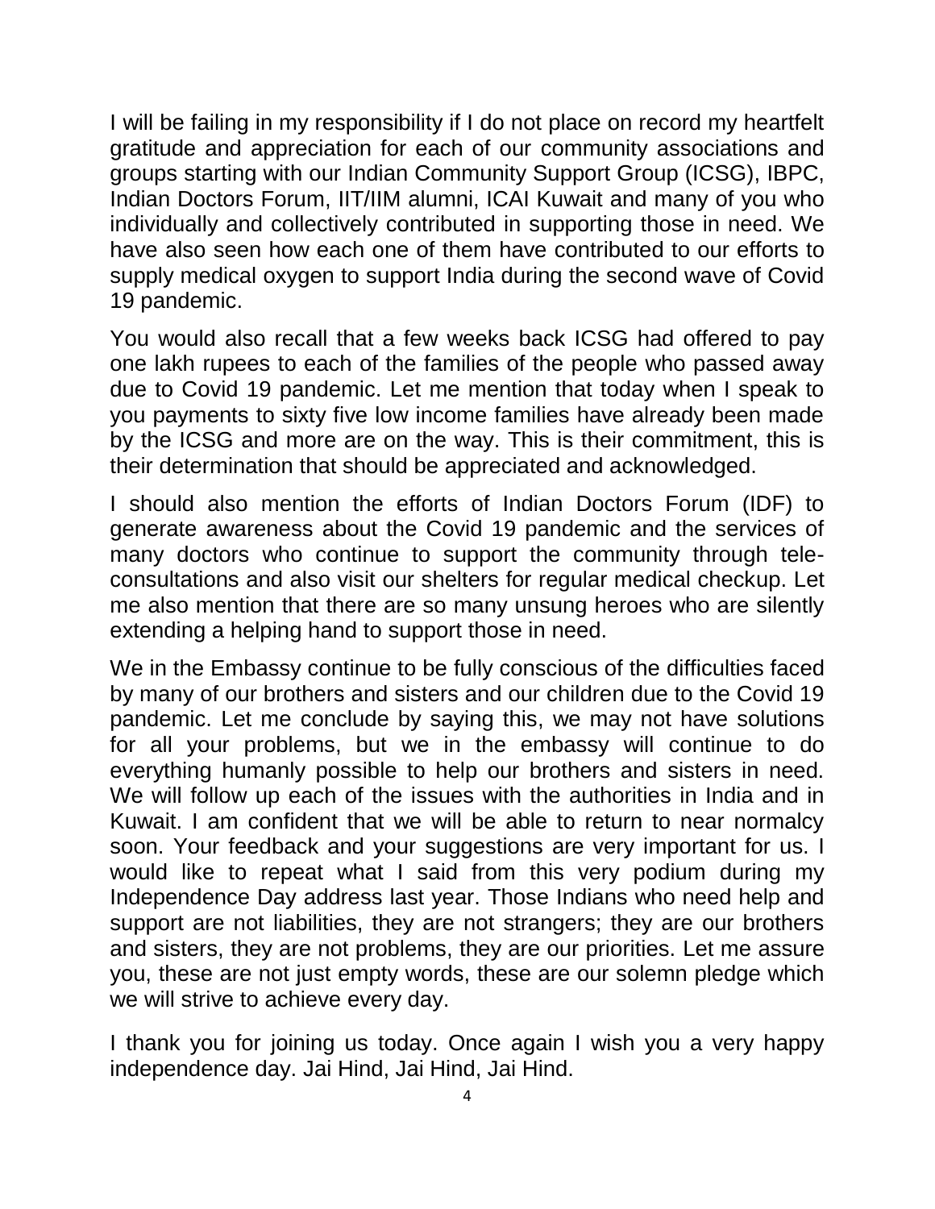I will be failing in my responsibility if I do not place on record my heartfelt gratitude and appreciation for each of our community associations and groups starting with our Indian Community Support Group (ICSG), IBPC, Indian Doctors Forum, IIT/IIM alumni, ICAI Kuwait and many of you who individually and collectively contributed in supporting those in need. We have also seen how each one of them have contributed to our efforts to supply medical oxygen to support India during the second wave of Covid 19 pandemic.

You would also recall that a few weeks back ICSG had offered to pay one lakh rupees to each of the families of the people who passed away due to Covid 19 pandemic. Let me mention that today when I speak to you payments to sixty five low income families have already been made by the ICSG and more are on the way. This is their commitment, this is their determination that should be appreciated and acknowledged.

I should also mention the efforts of Indian Doctors Forum (IDF) to generate awareness about the Covid 19 pandemic and the services of many doctors who continue to support the community through tele-consultations and also visit our shelters for regular medical checkup. Let me also mention that there are so many unsung heroes who are silently extending a helping hand to support those in need.

We in the Embassy continue to be fully conscious of the difficulties faced by many of our brothers and sisters and our children due to the Covid 19 pandemic. Let me conclude by saying this, we may not have solutions for all your problems, but we in the embassy will continue to do everything humanly possible to help our brothers and sisters in need. We will follow up each of the issues with the authorities in India and in Kuwait. I am confident that we will be able to return to near normalcy soon. Your feedback and your suggestions are very important for us. I would like to repeat what I said from this very podium during my Independence Day address last year. Those Indians who need help and support are not liabilities, they are not strangers; they are our brothers and sisters, they are not problems, they are our priorities. Let me assure you, these are not just empty words, these are our solemn pledge which we will strive to achieve every day.

I thank you for joining us today. Once again I wish you a very happy independence day. Jai Hind, Jai Hind, Jai Hind.